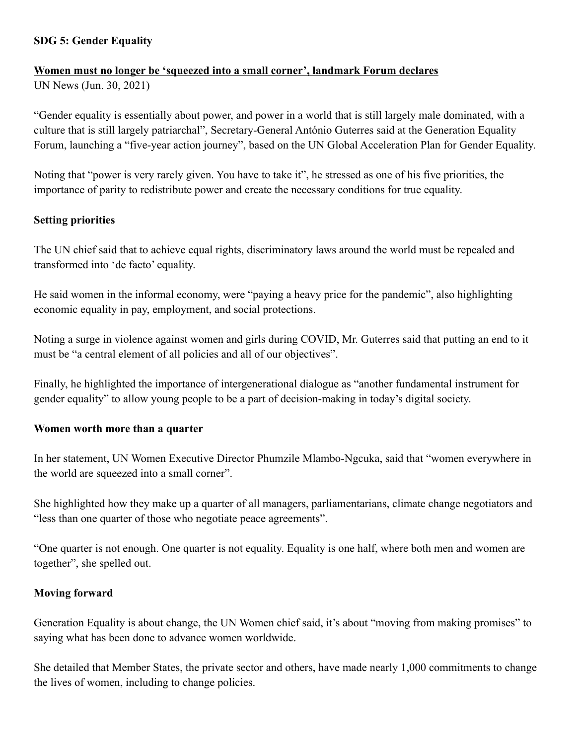**SDG 5: Gender Equality**

**Women must no longer be ‘squeezed into a small corner’, landmark Forum declares**
UN News (Jun. 30, 2021)

“Gender equality is essentially about power, and power in a world that is still largely male dominated, with a culture that is still largely patriarchal”, Secretary-General António Guterres said at the Generation Equality Forum, launching a “five-year action journey”, based on the UN Global Acceleration Plan for Gender Equality.

Noting that “power is very rarely given. You have to take it”, he stressed as one of his five priorities, the importance of parity to redistribute power and create the necessary conditions for true equality.

**Setting priorities**

The UN chief said that to achieve equal rights, discriminatory laws around the world must be repealed and transformed into ‘de facto’ equality.

He said women in the informal economy, were “paying a heavy price for the pandemic”, also highlighting economic equality in pay, employment, and social protections.

Noting a surge in violence against women and girls during COVID, Mr. Guterres said that putting an end to it must be “a central element of all policies and all of our objectives”.

Finally, he highlighted the importance of intergenerational dialogue as “another fundamental instrument for gender equality” to allow young people to be a part of decision-making in today’s digital society.

**Women worth more than a quarter**

In her statement, UN Women Executive Director Phumzile Mlambo-Ngcuka, said that “women everywhere in the world are squeezed into a small corner”.

She highlighted how they make up a quarter of all managers, parliamentarians, climate change negotiators and “less than one quarter of those who negotiate peace agreements”.

“One quarter is not enough. One quarter is not equality. Equality is one half, where both men and women are together”, she spelled out.

**Moving forward**

Generation Equality is about change, the UN Women chief said, it’s about “moving from making promises” to saying what has been done to advance women worldwide.

She detailed that Member States, the private sector and others, have made nearly 1,000 commitments to change the lives of women, including to change policies.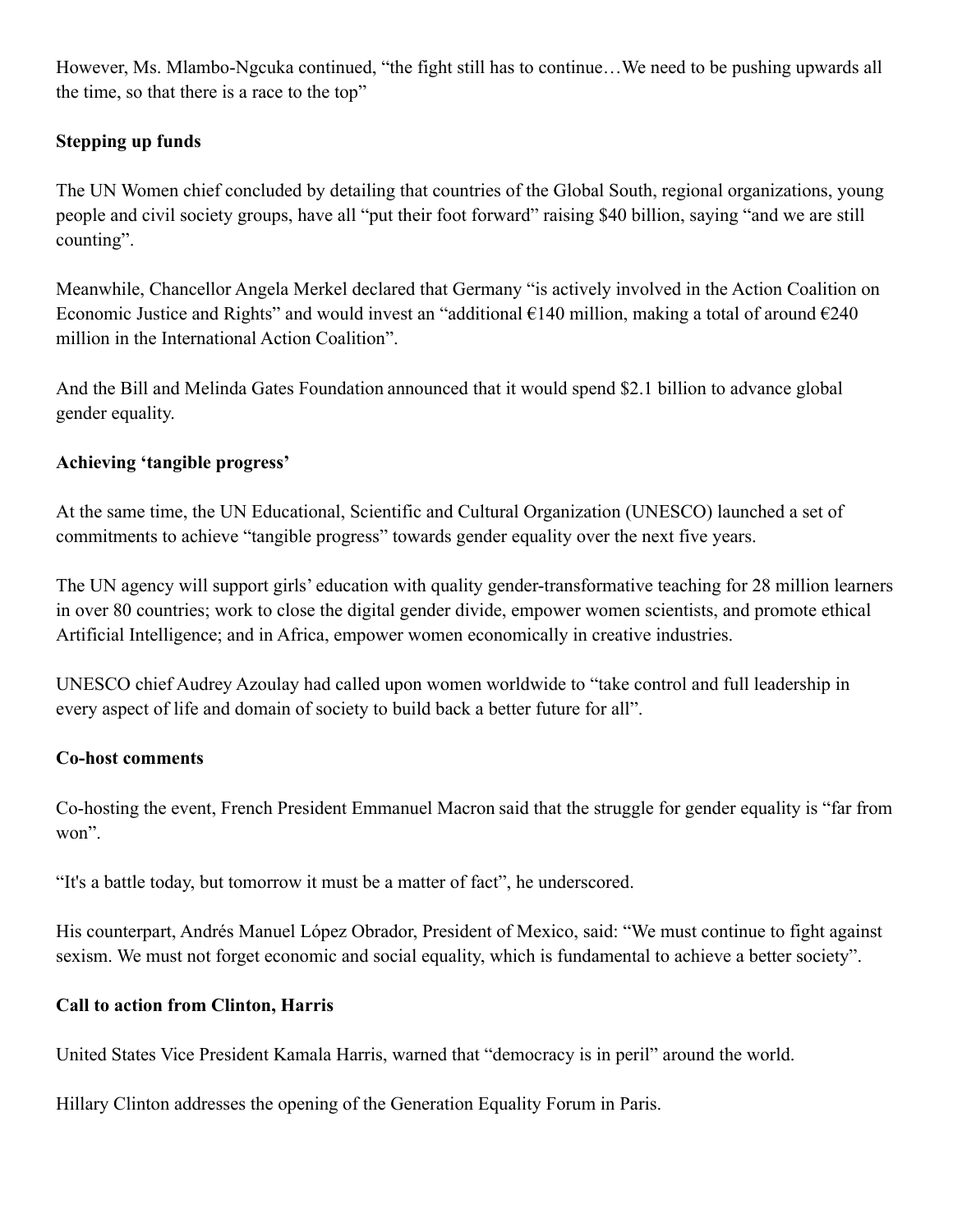However, Ms. Mlambo-Ngcuka continued, “the fight still has to continue…We need to be pushing upwards all the time, so that there is a race to the top”

**Stepping up funds**

The UN Women chief concluded by detailing that countries of the Global South, regional organizations, young people and civil society groups, have all “put their foot forward” raising $40 billion, saying “and we are still counting”.

Meanwhile, Chancellor Angela Merkel declared that Germany “is actively involved in the Action Coalition on Economic Justice and Rights” and would invest an “additional €140 million, making a total of around €240 million in the International Action Coalition”.

And the Bill and Melinda Gates Foundation announced that it would spend $2.1 billion to advance global gender equality.

**Achieving ‘tangible progress’**

At the same time, the UN Educational, Scientific and Cultural Organization (UNESCO) launched a set of commitments to achieve “tangible progress” towards gender equality over the next five years.

The UN agency will support girls’ education with quality gender-transformative teaching for 28 million learners in over 80 countries; work to close the digital gender divide, empower women scientists, and promote ethical Artificial Intelligence; and in Africa, empower women economically in creative industries.

UNESCO chief Audrey Azoulay had called upon women worldwide to “take control and full leadership in every aspect of life and domain of society to build back a better future for all”.

**Co-host comments**

Co-hosting the event, French President Emmanuel Macron said that the struggle for gender equality is “far from won”.

“It's a battle today, but tomorrow it must be a matter of fact”, he underscored.

His counterpart, Andrés Manuel López Obrador, President of Mexico, said: “We must continue to fight against sexism. We must not forget economic and social equality, which is fundamental to achieve a better society”.

**Call to action from Clinton, Harris**

United States Vice President Kamala Harris, warned that “democracy is in peril” around the world.

Hillary Clinton addresses the opening of the Generation Equality Forum in Paris.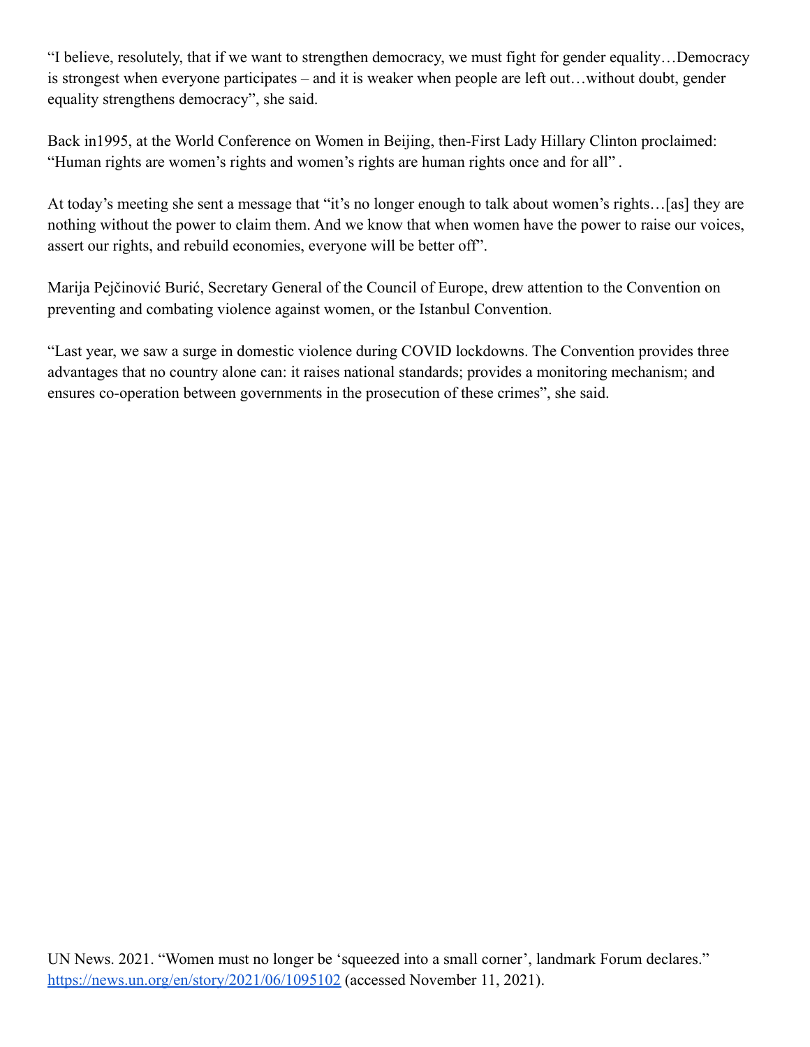"I believe, resolutely, that if we want to strengthen democracy, we must fight for gender equality…Democracy is strongest when everyone participates – and it is weaker when people are left out…without doubt, gender equality strengthens democracy", she said.

Back in1995, at the World Conference on Women in Beijing, then-First Lady Hillary Clinton proclaimed: "Human rights are women's rights and women's rights are human rights once and for all" .

At today's meeting she sent a message that "it's no longer enough to talk about women's rights…[as] they are nothing without the power to claim them. And we know that when women have the power to raise our voices, assert our rights, and rebuild economies, everyone will be better off".

Marija Pejčinović Burić, Secretary General of the Council of Europe, drew attention to the Convention on preventing and combating violence against women, or the Istanbul Convention.

"Last year, we saw a surge in domestic violence during COVID lockdowns. The Convention provides three advantages that no country alone can: it raises national standards; provides a monitoring mechanism; and ensures co-operation between governments in the prosecution of these crimes", she said.

UN News. 2021. "Women must no longer be 'squeezed into a small corner', landmark Forum declares." [https://news.un.org/en/story/2021/06/1095102](https://news.un.org/en/story/2021/06/1095102) (accessed November 11, 2021).